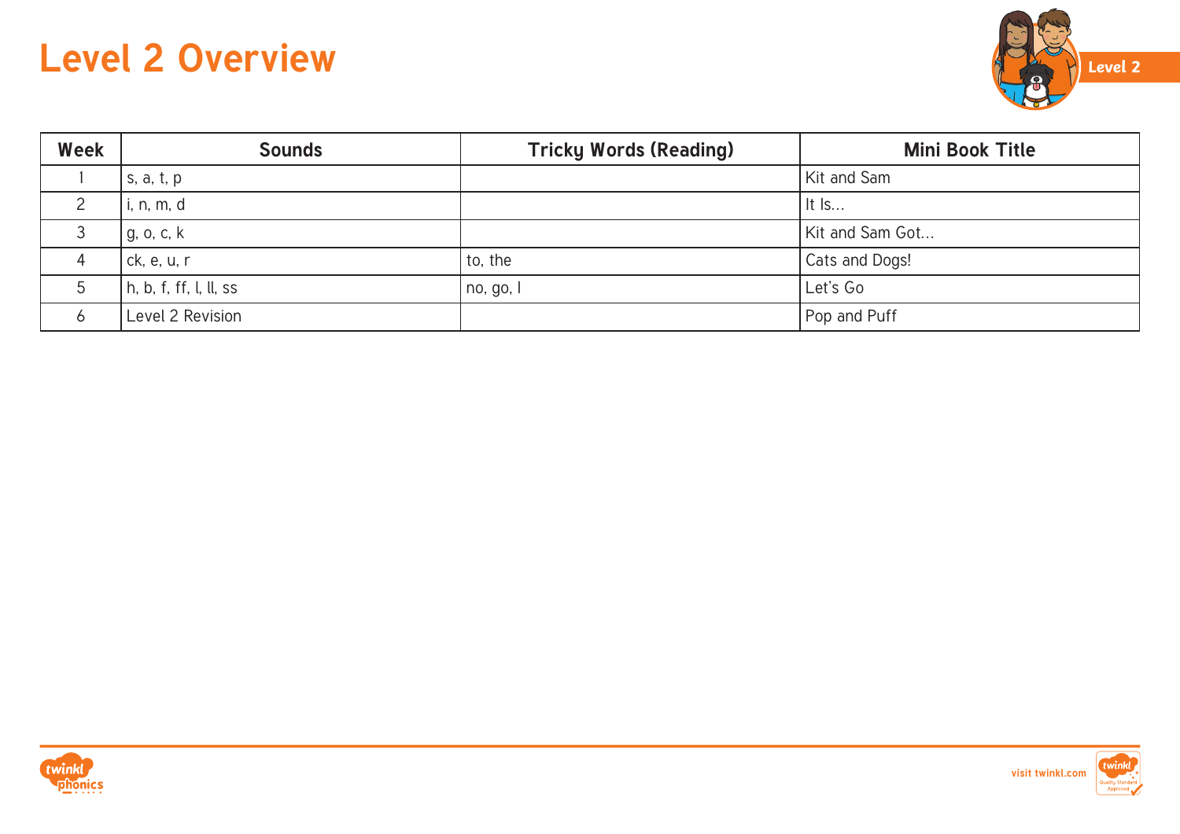# Level 2 Overview

| Week | Sounds | Tricky Words (Reading) | Mini Book Title |
|---|---|---|---|
| 1 | s, a, t, p | | Kit and Sam |
| 2 | i, n, m, d | | It Is... |
| 3 | g, o, c, k | | Kit and Sam Got... |
| 4 | ck, e, u, r | to, the | Cats and Dogs! |
| 5 | h, b, f, ff, l, ll, ss | no, go, I | Let's Go |
| 6 | Level 2 Revision | | Pop and Puff |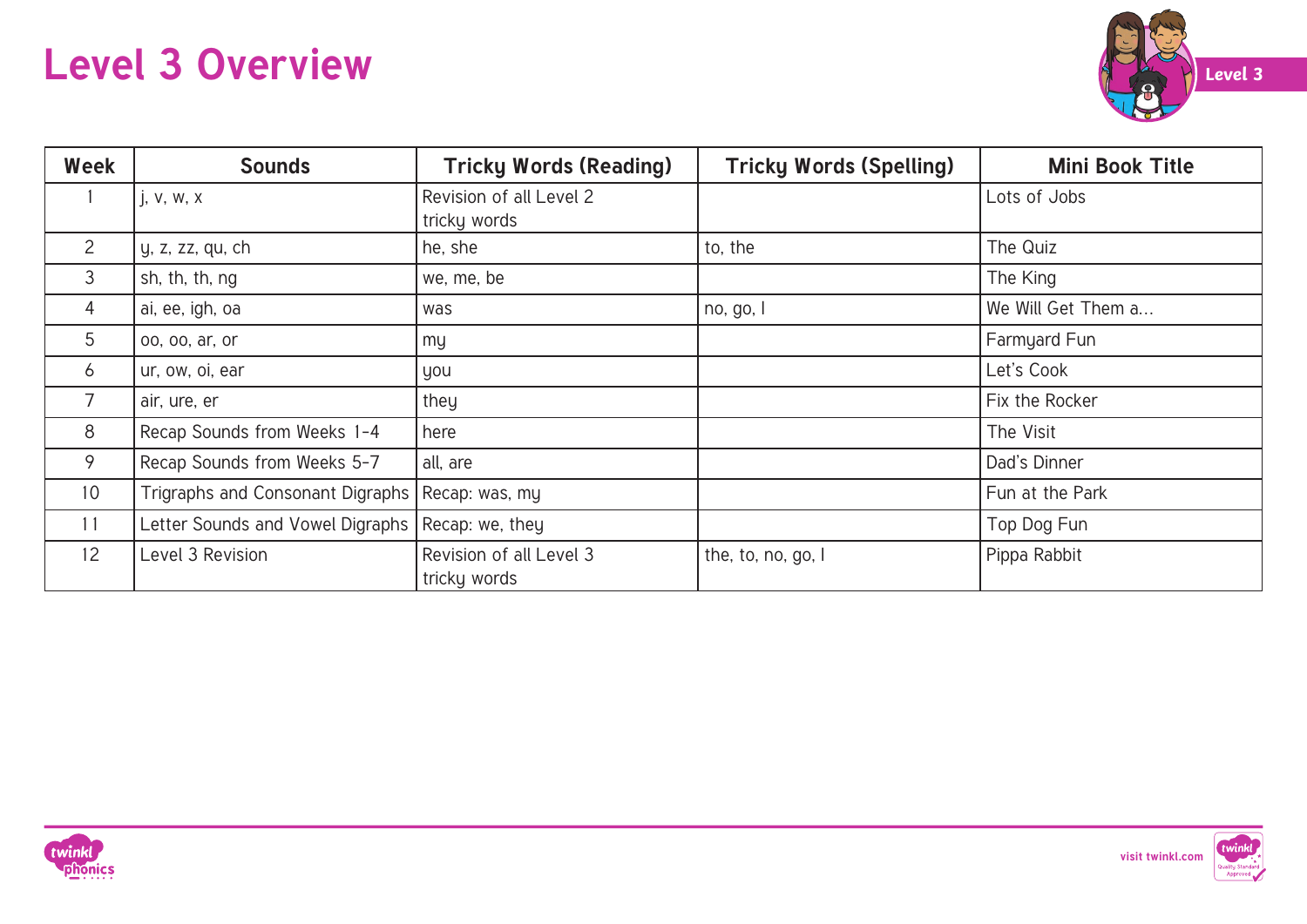# Level 3 Overview

| Week | Sounds | Tricky Words (Reading) | Tricky Words (Spelling) | Mini Book Title |
|---|---|---|---|---|
| 1 | j, v, w, x | Revision of all Level 2 tricky words | | Lots of Jobs |
| 2 | y, z, zz, qu, ch | he, she | to, the | The Quiz |
| 3 | sh, th, th, ng | we, me, be | | The King |
| 4 | ai, ee, igh, oa | was | no, go, I | We Will Get Them a... |
| 5 | oo, oo, ar, or | my | | Farmyard Fun |
| 6 | ur, ow, oi, ear | you | | Let's Cook |
| 7 | air, ure, er | they | | Fix the Rocker |
| 8 | Recap Sounds from Weeks 1-4 | here | | The Visit |
| 9 | Recap Sounds from Weeks 5-7 | all, are | | Dad's Dinner |
| 10 | Trigraphs and Consonant Digraphs | Recap: was, my | | Fun at the Park |
| 11 | Letter Sounds and Vowel Digraphs | Recap: we, they | | Top Dog Fun |
| 12 | Level 3 Revision | Revision of all Level 3 tricky words | the, to, no, go, I | Pippa Rabbit |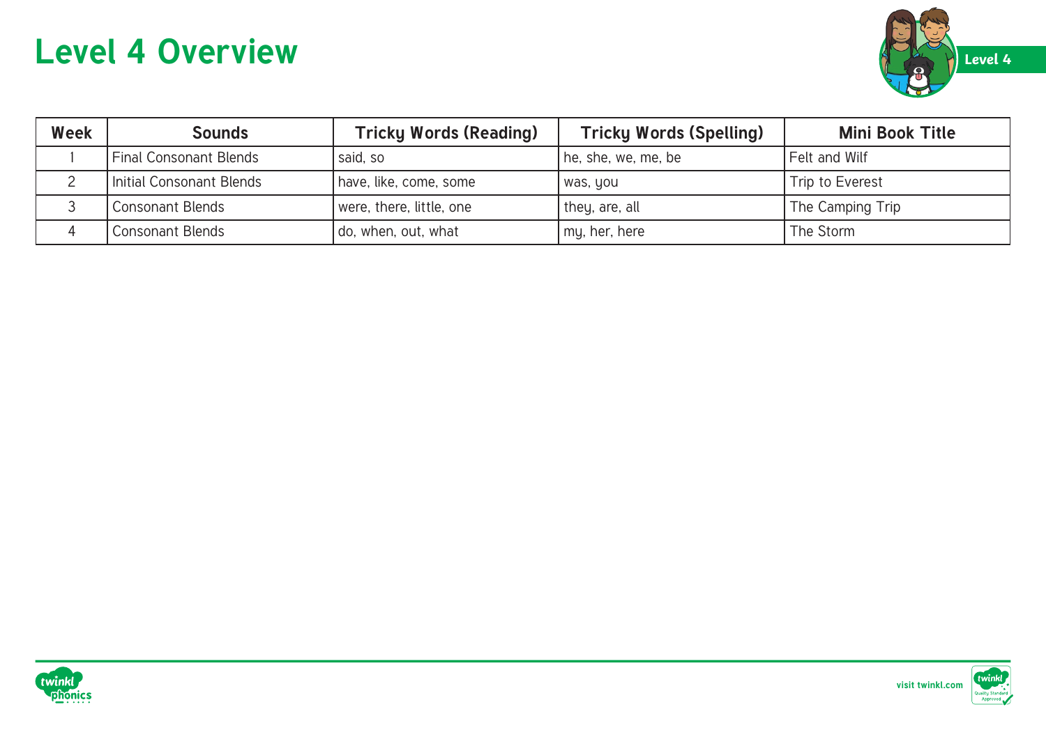# Level 4 Overview

| Week | Sounds | Tricky Words (Reading) | Tricky Words (Spelling) | Mini Book Title |
|---|---|---|---|---|
| 1 | Final Consonant Blends | said, so | he, she, we, me, be | Felt and Wilf |
| 2 | Initial Consonant Blends | have, like, come, some | was, you | Trip to Everest |
| 3 | Consonant Blends | were, there, little, one | they, are, all | The Camping Trip |
| 4 | Consonant Blends | do, when, out, what | my, her, here | The Storm |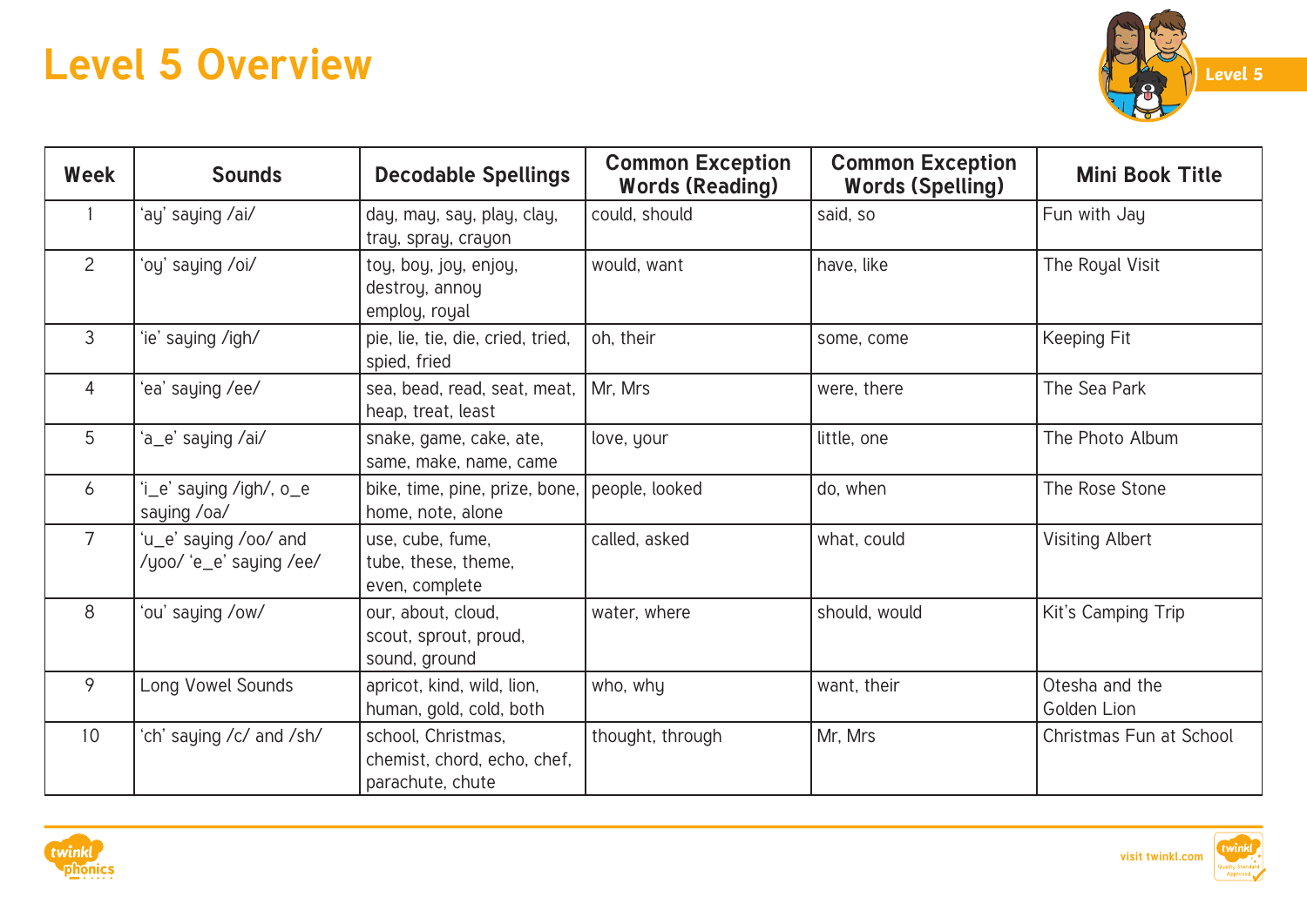# Level 5 Overview

| Week | Sounds | Decodable Spellings | Common Exception Words (Reading) | Common Exception Words (Spelling) | Mini Book Title |
|---|---|---|---|---|---|
| 1 | 'ay' saying /ai/ | day, may, say, play, clay, tray, spray, crayon | could, should | said, so | Fun with Jay |
| 2 | 'oy' saying /oi/ | toy, boy, joy, enjoy, destroy, annoy employ, royal | would, want | have, like | The Royal Visit |
| 3 | 'ie' saying /igh/ | pie, lie, tie, die, cried, tried, spied, fried | oh, their | some, come | Keeping Fit |
| 4 | 'ea' saying /ee/ | sea, bead, read, seat, meat, heap, treat, least | Mr, Mrs | were, there | The Sea Park |
| 5 | 'a_e' saying /ai/ | snake, game, cake, ate, same, make, name, came | love, your | little, one | The Photo Album |
| 6 | 'i_e' saying /igh/, o_e saying /oa/ | bike, time, pine, prize, bone, home, note, alone | people, looked | do, when | The Rose Stone |
| 7 | 'u_e' saying /oo/ and /yoo/ 'e_e' saying /ee/ | use, cube, fume, tube, these, theme, even, complete | called, asked | what, could | Visiting Albert |
| 8 | 'ou' saying /ow/ | our, about, cloud, scout, sprout, proud, sound, ground | water, where | should, would | Kit's Camping Trip |
| 9 | Long Vowel Sounds | apricot, kind, wild, lion, human, gold, cold, both | who, why | want, their | Otesha and the Golden Lion |
| 10 | 'ch' saying /c/ and /sh/ | school, Christmas, chemist, chord, echo, chef, parachute, chute | thought, through | Mr, Mrs | Christmas Fun at School |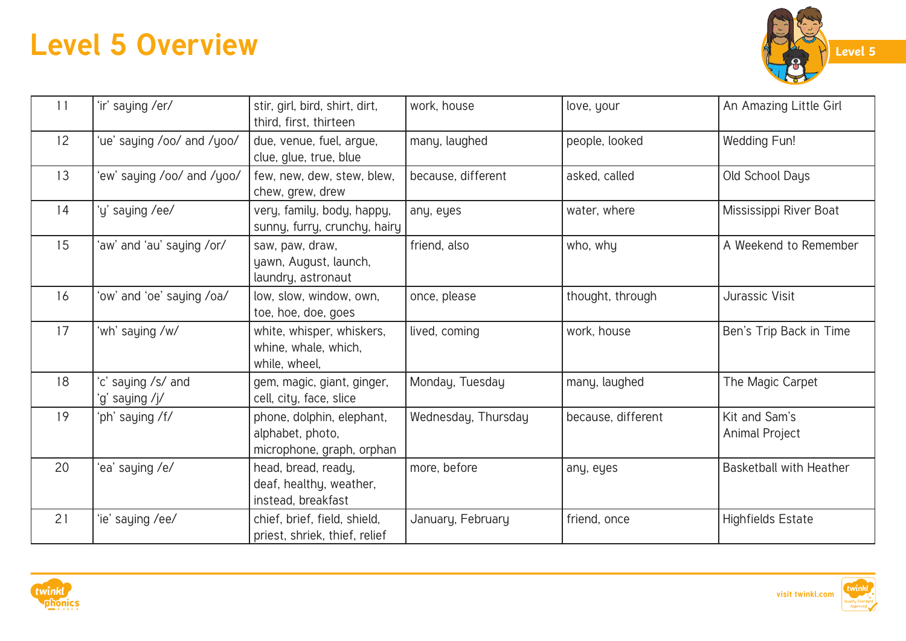# Level 5 Overview

| | | | | | |
|---|---|---|---|---|---|
| 11 | 'ir' saying /er/ | stir, girl, bird, shirt, dirt, third, first, thirteen | work, house | love, your | An Amazing Little Girl |
| 12 | 'ue' saying /oo/ and /yoo/ | due, venue, fuel, argue, clue, glue, true, blue | many, laughed | people, looked | Wedding Fun! |
| 13 | 'ew' saying /oo/ and /yoo/ | few, new, dew, stew, blew, chew, grew, drew | because, different | asked, called | Old School Days |
| 14 | 'y' saying /ee/ | very, family, body, happy, sunny, furry, crunchy, hairy | any, eyes | water, where | Mississippi River Boat |
| 15 | 'aw' and 'au' saying /or/ | saw, paw, draw, yawn, August, launch, laundry, astronaut | friend, also | who, why | A Weekend to Remember |
| 16 | 'ow' and 'oe' saying /oa/ | low, slow, window, own, toe, hoe, doe, goes | once, please | thought, through | Jurassic Visit |
| 17 | 'wh' saying /w/ | white, whisper, whiskers, whine, whale, which, while, wheel, | lived, coming | work, house | Ben's Trip Back in Time |
| 18 | 'c' saying /s/ and 'g' saying /j/ | gem, magic, giant, ginger, cell, city, face, slice | Monday, Tuesday | many, laughed | The Magic Carpet |
| 19 | 'ph' saying /f/ | phone, dolphin, elephant, alphabet, photo, microphone, graph, orphan | Wednesday, Thursday | because, different | Kit and Sam's Animal Project |
| 20 | 'ea' saying /e/ | head, bread, ready, deaf, healthy, weather, instead, breakfast | more, before | any, eyes | Basketball with Heather |
| 21 | 'ie' saying /ee/ | chief, brief, field, shield, priest, shriek, thief, relief | January, February | friend, once | Highfields Estate |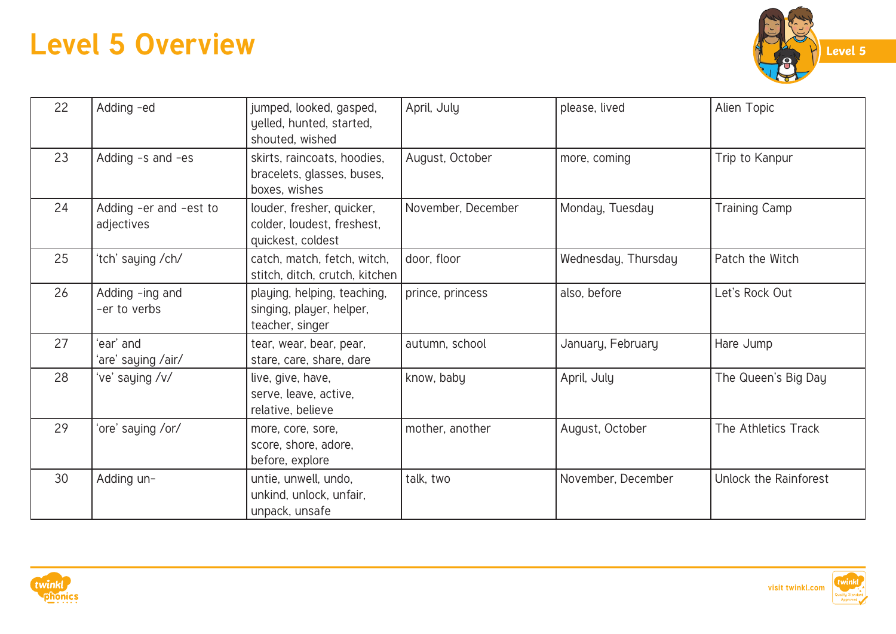# Level 5 Overview

| | | | | | |
|---|---|---|---|---|---|
| 22 | Adding -ed | jumped, looked, gasped, yelled, hunted, started, shouted, wished | April, July | please, lived | Alien Topic |
| 23 | Adding -s and -es | skirts, raincoats, hoodies, bracelets, glasses, buses, boxes, wishes | August, October | more, coming | Trip to Kanpur |
| 24 | Adding -er and -est to adjectives | louder, fresher, quicker, colder, loudest, freshest, quickest, coldest | November, December | Monday, Tuesday | Training Camp |
| 25 | 'tch' saying /ch/ | catch, match, fetch, witch, stitch, ditch, crutch, kitchen | door, floor | Wednesday, Thursday | Patch the Witch |
| 26 | Adding -ing and -er to verbs | playing, helping, teaching, singing, player, helper, teacher, singer | prince, princess | also, before | Let's Rock Out |
| 27 | 'ear' and 'are' saying /air/ | tear, wear, bear, pear, stare, care, share, dare | autumn, school | January, February | Hare Jump |
| 28 | 've' saying /v/ | live, give, have, serve, leave, active, relative, believe | know, baby | April, July | The Queen's Big Day |
| 29 | 'ore' saying /or/ | more, core, sore, score, shore, adore, before, explore | mother, another | August, October | The Athletics Track |
| 30 | Adding un- | untie, unwell, undo, unkind, unlock, unfair, unpack, unsafe | talk, two | November, December | Unlock the Rainforest |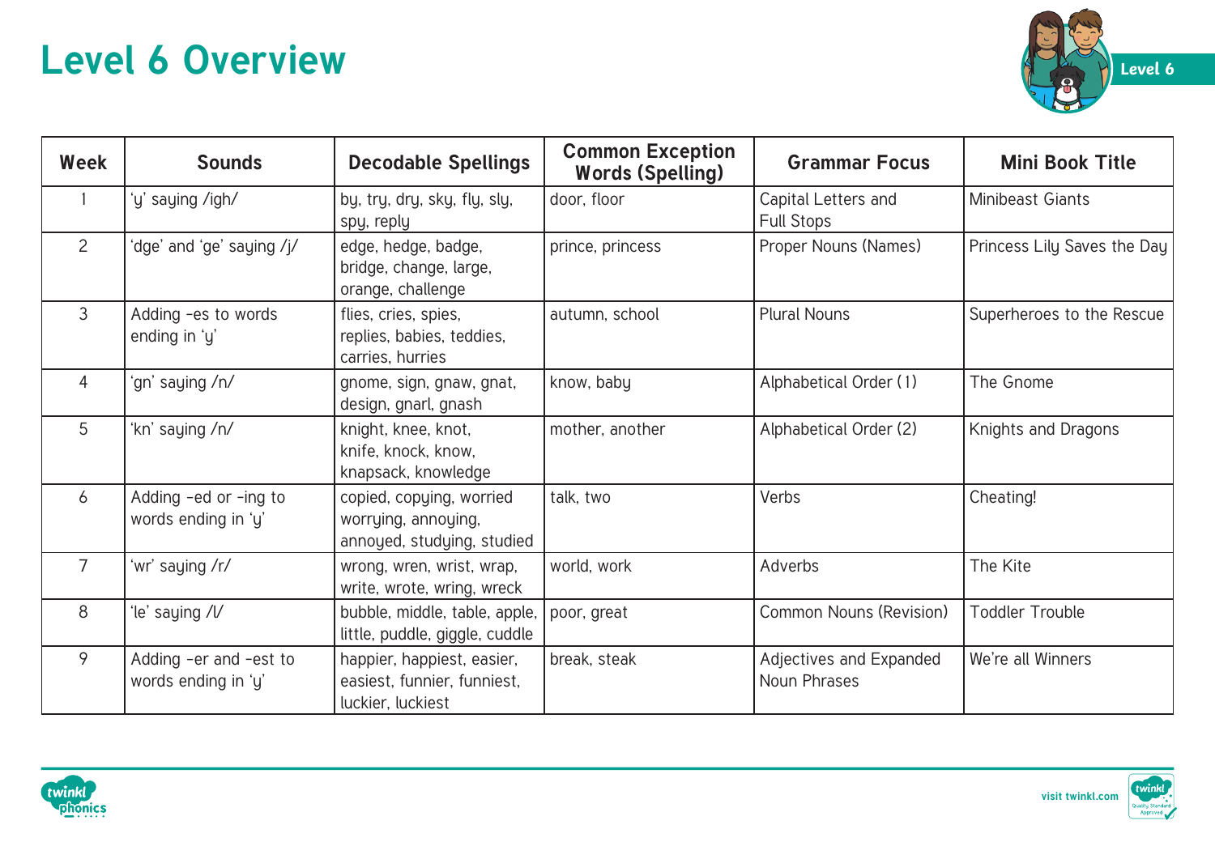# Level 6 Overview

| Week | Sounds | Decodable Spellings | Common Exception Words (Spelling) | Grammar Focus | Mini Book Title |
|---|---|---|---|---|---|
| 1 | 'y' saying /igh/ | by, try, dry, sky, fly, sly, spy, reply | door, floor | Capital Letters and Full Stops | Minibeast Giants |
| 2 | 'dge' and 'ge' saying /j/ | edge, hedge, badge, bridge, change, large, orange, challenge | prince, princess | Proper Nouns (Names) | Princess Lily Saves the Day |
| 3 | Adding -es to words ending in 'y' | flies, cries, spies, replies, babies, teddies, carries, hurries | autumn, school | Plural Nouns | Superheroes to the Rescue |
| 4 | 'gn' saying /n/ | gnome, sign, gnaw, gnat, design, gnarl, gnash | know, baby | Alphabetical Order (1) | The Gnome |
| 5 | 'kn' saying /n/ | knight, knee, knot, knife, knock, know, knapsack, knowledge | mother, another | Alphabetical Order (2) | Knights and Dragons |
| 6 | Adding -ed or -ing to words ending in 'y' | copied, copying, worried worrying, annoying, annoyed, studying, studied | talk, two | Verbs | Cheating! |
| 7 | 'wr' saying /r/ | wrong, wren, wrist, wrap, write, wrote, wring, wreck | world, work | Adverbs | The Kite |
| 8 | 'le' saying /l/ | bubble, middle, table, apple, little, puddle, giggle, cuddle | poor, great | Common Nouns (Revision) | Toddler Trouble |
| 9 | Adding -er and -est to words ending in 'y' | happier, happiest, easier, easiest, funnier, funniest, luckier, luckiest | break, steak | Adjectives and Expanded Noun Phrases | We're all Winners |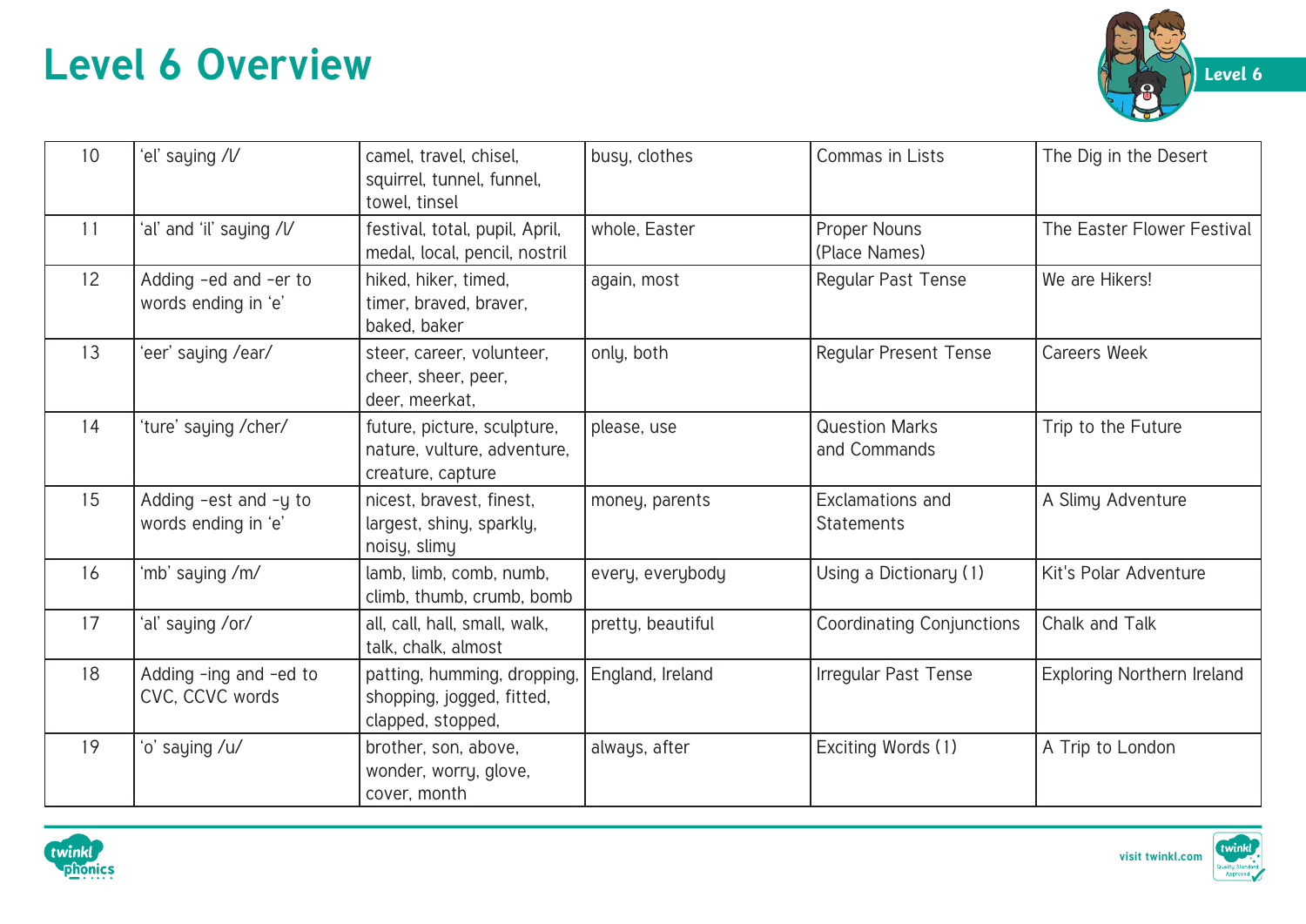# Level 6 Overview

| | | | | | |
|---|---|---|---|---|---|
| 10 | 'el' saying /l/ | camel, travel, chisel, squirrel, tunnel, funnel, towel, tinsel | busy, clothes | Commas in Lists | The Dig in the Desert |
| 11 | 'al' and 'il' saying /l/ | festival, total, pupil, April, medal, local, pencil, nostril | whole, Easter | Proper Nouns (Place Names) | The Easter Flower Festival |
| 12 | Adding -ed and -er to words ending in 'e' | hiked, hiker, timed, timer, braved, braver, baked, baker | again, most | Regular Past Tense | We are Hikers! |
| 13 | 'eer' saying /ear/ | steer, career, volunteer, cheer, sheer, peer, deer, meerkat, | only, both | Regular Present Tense | Careers Week |
| 14 | 'ture' saying /cher/ | future, picture, sculpture, nature, vulture, adventure, creature, capture | please, use | Question Marks and Commands | Trip to the Future |
| 15 | Adding -est and -y to words ending in 'e' | nicest, bravest, finest, largest, shiny, sparkly, noisy, slimy | money, parents | Exclamations and Statements | A Slimy Adventure |
| 16 | 'mb' saying /m/ | lamb, limb, comb, numb, climb, thumb, crumb, bomb | every, everybody | Using a Dictionary (1) | Kit's Polar Adventure |
| 17 | 'al' saying /or/ | all, call, hall, small, walk, talk, chalk, almost | pretty, beautiful | Coordinating Conjunctions | Chalk and Talk |
| 18 | Adding -ing and -ed to CVC, CCVC words | patting, humming, dropping, shopping, jogged, fitted, clapped, stopped, | England, Ireland | Irregular Past Tense | Exploring Northern Ireland |
| 19 | 'o' saying /u/ | brother, son, above, wonder, worry, glove, cover, month | always, after | Exciting Words (1) | A Trip to London |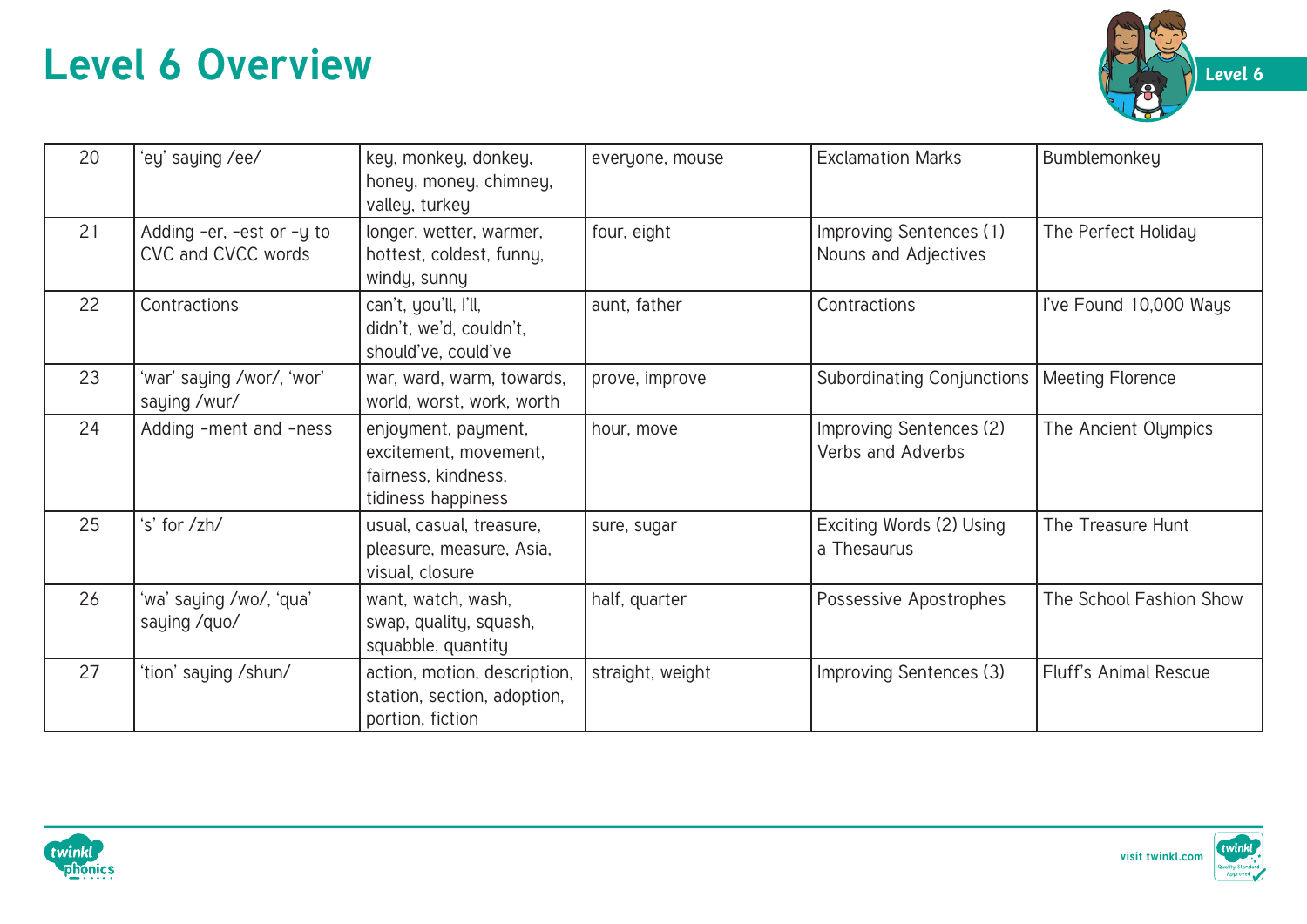# Level 6 Overview

| | | | | | |
|---|---|---|---|---|---|
| 20 | 'ey' saying /ee/ | key, monkey, donkey, honey, money, chimney, valley, turkey | everyone, mouse | Exclamation Marks | Bumblemonkey |
| 21 | Adding -er, -est or -y to CVC and CVCC words | longer, wetter, warmer, hottest, coldest, funny, windy, sunny | four, eight | Improving Sentences (1) Nouns and Adjectives | The Perfect Holiday |
| 22 | Contractions | can't, you'll, I'll, didn't, we'd, couldn't, should've, could've | aunt, father | Contractions | I've Found 10,000 Ways |
| 23 | 'war' saying /wor/, 'wor' saying /wur/ | war, ward, warm, towards, world, worst, work, worth | prove, improve | Subordinating Conjunctions | Meeting Florence |
| 24 | Adding -ment and -ness | enjoyment, payment, excitement, movement, fairness, kindness, tidiness happiness | hour, move | Improving Sentences (2) Verbs and Adverbs | The Ancient Olympics |
| 25 | 's' for /zh/ | usual, casual, treasure, pleasure, measure, Asia, visual, closure | sure, sugar | Exciting Words (2) Using a Thesaurus | The Treasure Hunt |
| 26 | 'wa' saying /wo/, 'qua' saying /quo/ | want, watch, wash, swap, quality, squash, squabble, quantity | half, quarter | Possessive Apostrophes | The School Fashion Show |
| 27 | 'tion' saying /shun/ | action, motion, description, station, section, adoption, portion, fiction | straight, weight | Improving Sentences (3) | Fluff's Animal Rescue |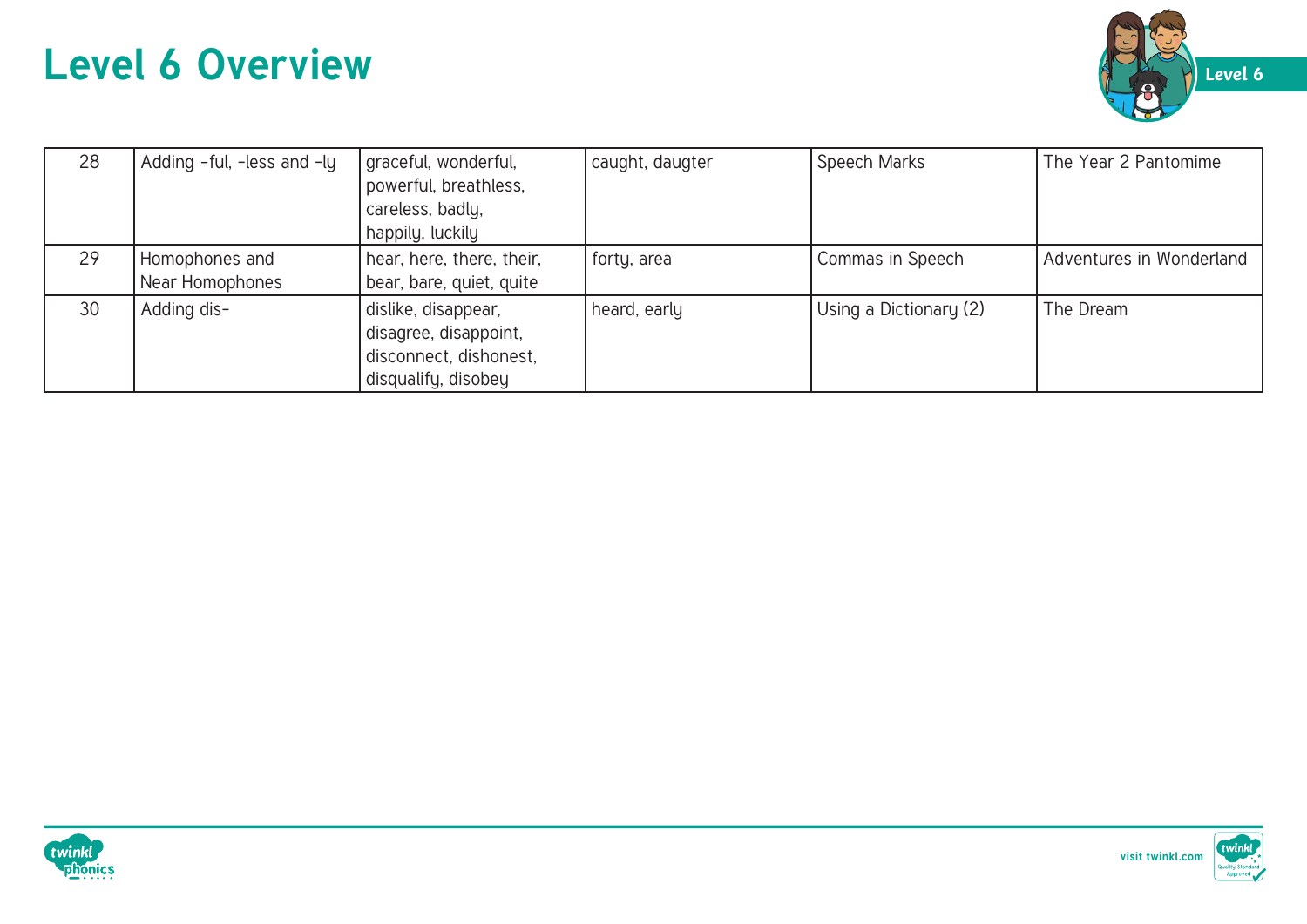# Level 6 Overview

| | | | | | |
|---|---|---|---|---|---|
| 28 | Adding -ful, -less and -ly | graceful, wonderful, powerful, breathless, careless, badly, happily, luckily | caught, daugter | Speech Marks | The Year 2 Pantomime |
| 29 | Homophones and Near Homophones | hear, here, there, their, bear, bare, quiet, quite | forty, area | Commas in Speech | Adventures in Wonderland |
| 30 | Adding dis- | dislike, disappear, disagree, disappoint, disconnect, dishonest, disqualify, disobey | heard, early | Using a Dictionary (2) | The Dream |